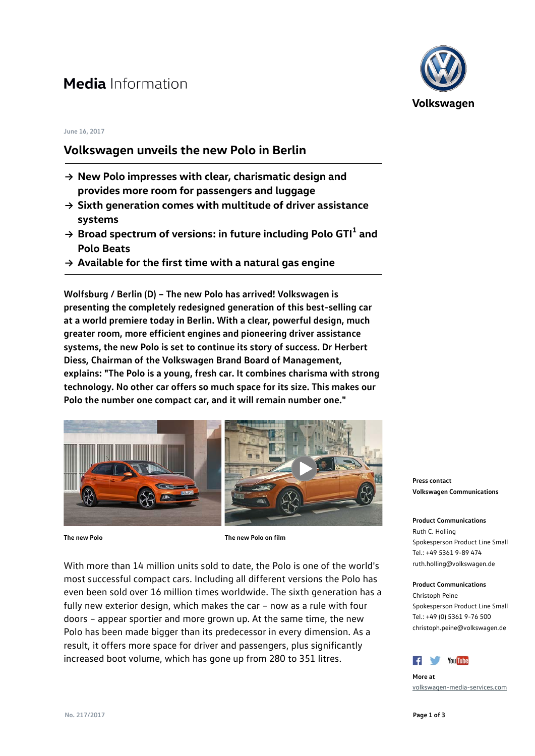# Media Information

June 16, 2017

## Volkswagen unveils the new Polo in Berlin

- → **New Polo impresses with clear, charismatic design and provides more room for passengers and luggage**
- → **Sixth generation comes with multitude of driver assistance systems**
- → **Broad spectrum of versions: in future including Polo GTI[1] and Polo Beats**
- → **Available for the first time with a natural gas engine**

**Wolfsburg / Berlin (D) – The new Polo has arrived! Volkswagen is presenting the completely redesigned generation of this best-selling car at a world premiere today in Berlin. With a clear, powerful design, much greater room, more efficient engines and pioneering driver assistance systems, the new Polo is set to continue its story of success. Dr Herbert Diess, Chairman of the Volkswagen Brand Board of Management, explains: "The Polo is a young, fresh car. It combines charisma with strong technology. No other car offers so much space for its size. This makes our Polo the number one compact car, and it will remain number one."**

**The new Polo**

**The new Polo on film**

With more than 14 million units sold to date, the Polo is one of the world's most successful compact cars. Including all different versions the Polo has even been sold over 16 million times worldwide. The sixth generation has a fully new exterior design, which makes the car – now as a rule with four doors – appear sportier and more grown up. At the same time, the new Polo has been made bigger than its predecessor in every dimension. As a result, it offers more space for driver and passengers, plus significantly increased boot volume, which has gone up from 280 to 351 litres.

**Press contact**
**Volkswagen Communications**

**Product Communications**
Ruth C. Holling
Spokesperson Product Line Small
Tel.: +49 5361 9-89 474
ruth.holling@volkswagen.de

**Product Communications**
Christoph Peine
Spokesperson Product Line Small
Tel.: +49 (0) 5361 9-76 500
christoph.peine@volkswagen.de

**More at**
volkswagen-media-services.com

No. 217/2017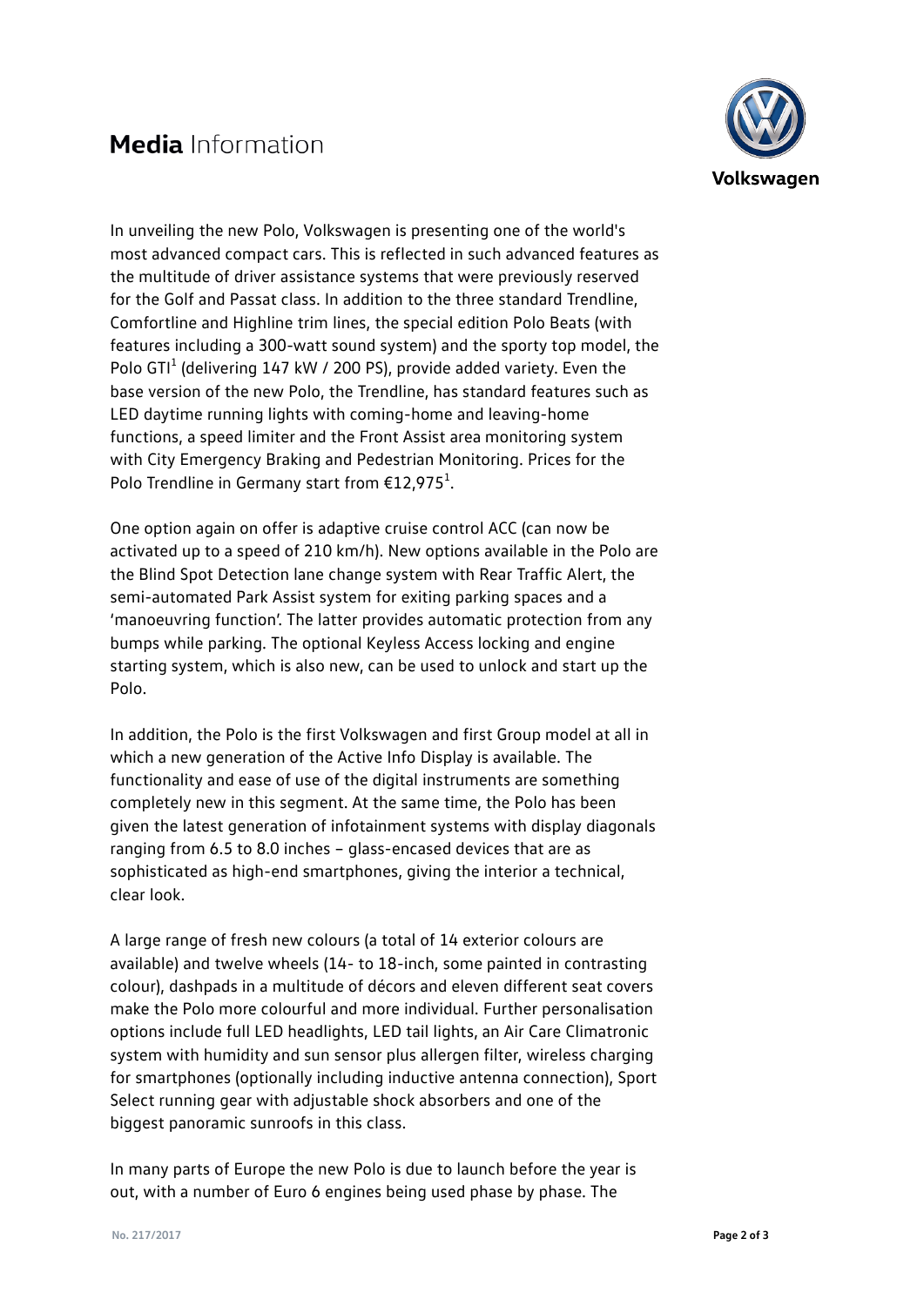In unveiling the new Polo, Volkswagen is presenting one of the world's most advanced compact cars. This is reflected in such advanced features as the multitude of driver assistance systems that were previously reserved for the Golf and Passat class. In addition to the three standard Trendline, Comfortline and Highline trim lines, the special edition Polo Beats (with features including a 300-watt sound system) and the sporty top model, the Polo GTI[1] (delivering 147 kW / 200 PS), provide added variety. Even the base version of the new Polo, the Trendline, has standard features such as LED daytime running lights with coming-home and leaving-home functions, a speed limiter and the Front Assist area monitoring system with City Emergency Braking and Pedestrian Monitoring. Prices for the Polo Trendline in Germany start from €12,975[1].

One option again on offer is adaptive cruise control ACC (can now be activated up to a speed of 210 km/h). New options available in the Polo are the Blind Spot Detection lane change system with Rear Traffic Alert, the semi-automated Park Assist system for exiting parking spaces and a 'manoeuvring function'. The latter provides automatic protection from any bumps while parking. The optional Keyless Access locking and engine starting system, which is also new, can be used to unlock and start up the Polo.

In addition, the Polo is the first Volkswagen and first Group model at all in which a new generation of the Active Info Display is available. The functionality and ease of use of the digital instruments are something completely new in this segment. At the same time, the Polo has been given the latest generation of infotainment systems with display diagonals ranging from 6.5 to 8.0 inches – glass-encased devices that are as sophisticated as high-end smartphones, giving the interior a technical, clear look.

A large range of fresh new colours (a total of 14 exterior colours are available) and twelve wheels (14- to 18-inch, some painted in contrasting colour), dashpads in a multitude of décors and eleven different seat covers make the Polo more colourful and more individual. Further personalisation options include full LED headlights, LED tail lights, an Air Care Climatronic system with humidity and sun sensor plus allergen filter, wireless charging for smartphones (optionally including inductive antenna connection), Sport Select running gear with adjustable shock absorbers and one of the biggest panoramic sunroofs in this class.

In many parts of Europe the new Polo is due to launch before the year is out, with a number of Euro 6 engines being used phase by phase. The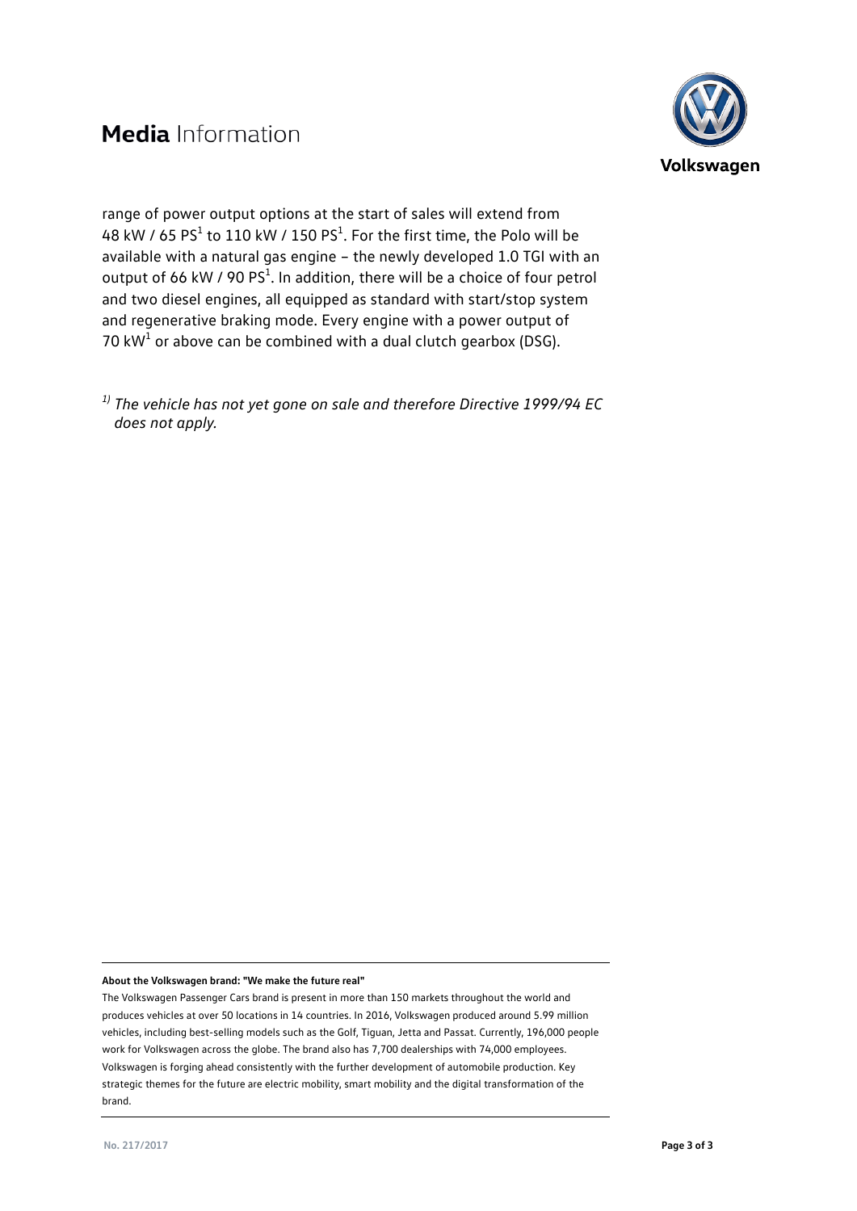range of power output options at the start of sales will extend from 48 kW / 65 PS[1] to 110 kW / 150 PS[1]. For the first time, the Polo will be available with a natural gas engine – the newly developed 1.0 TGI with an output of 66 kW / 90 PS[1]. In addition, there will be a choice of four petrol and two diesel engines, all equipped as standard with start/stop system and regenerative braking mode. Every engine with a power output of 70 kW[1] or above can be combined with a dual clutch gearbox (DSG).

*1) The vehicle has not yet gone on sale and therefore Directive 1999/94 EC does not apply.*

**About the Volkswagen brand: "We make the future real"**

The Volkswagen Passenger Cars brand is present in more than 150 markets throughout the world and produces vehicles at over 50 locations in 14 countries. In 2016, Volkswagen produced around 5.99 million vehicles, including best-selling models such as the Golf, Tiguan, Jetta and Passat. Currently, 196,000 people work for Volkswagen across the globe. The brand also has 7,700 dealerships with 74,000 employees. Volkswagen is forging ahead consistently with the further development of automobile production. Key strategic themes for the future are electric mobility, smart mobility and the digital transformation of the brand.

No. 217/2017